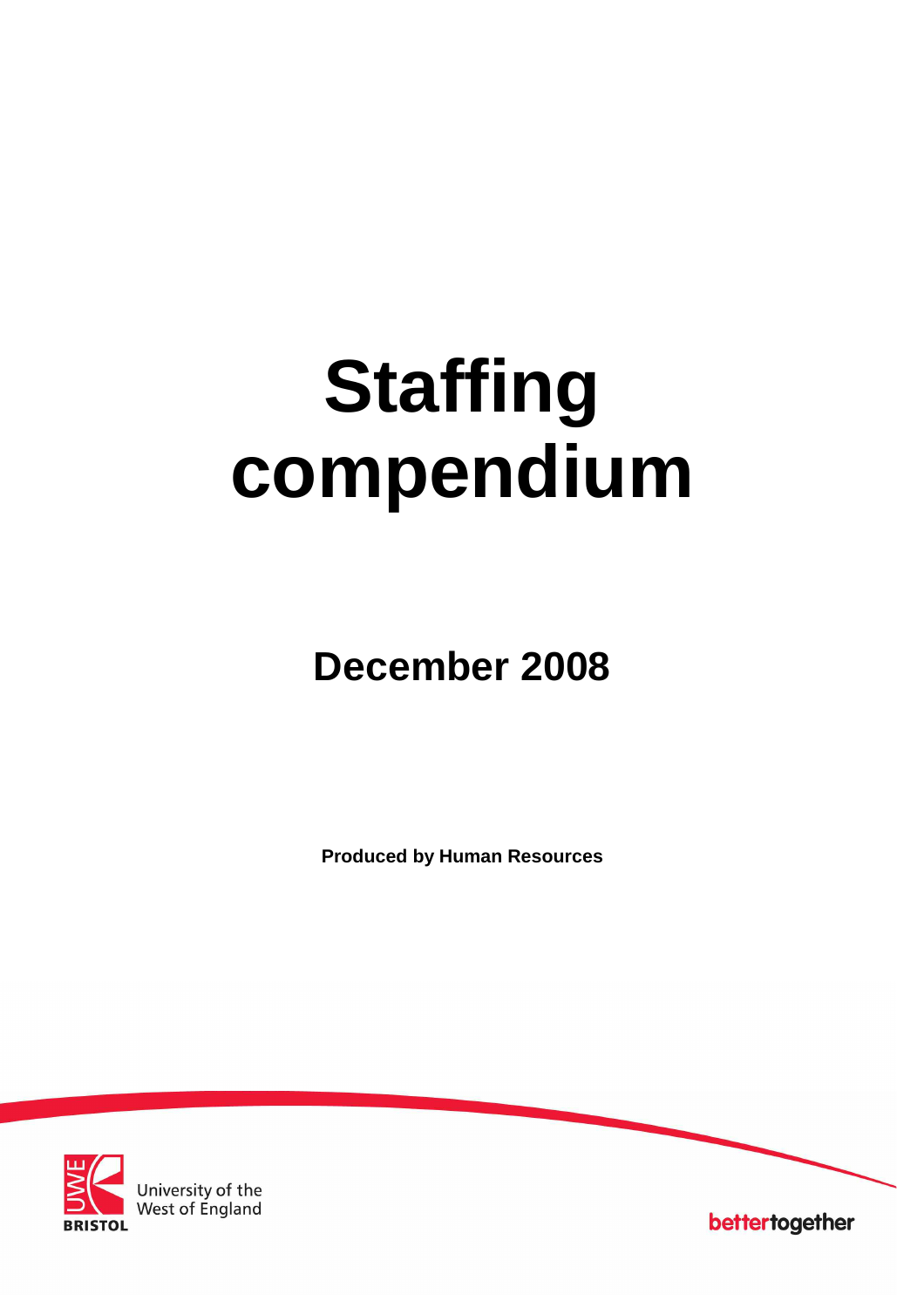# Staffing compendium

## December 2008

**Produced by Human Resources**

University of the West of England

BRISTOL

bettertogether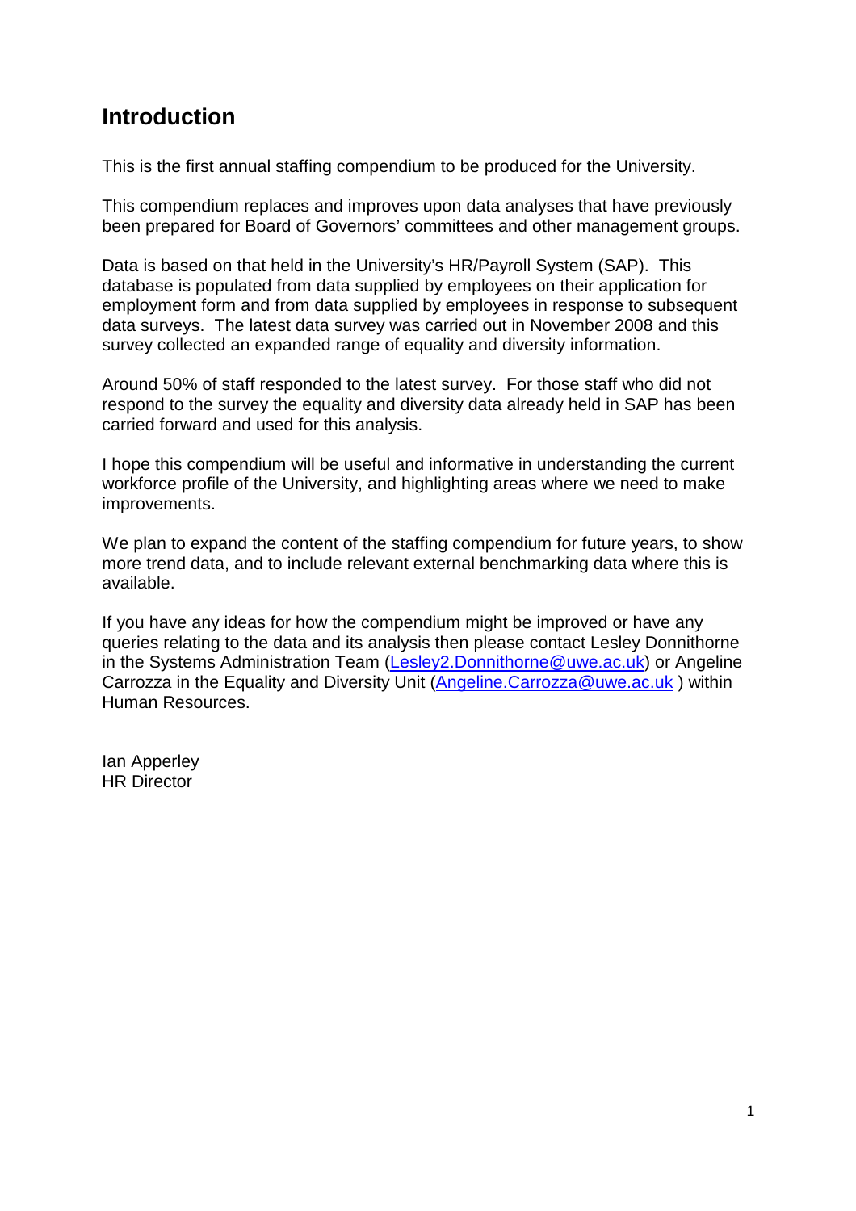# Introduction

This is the first annual staffing compendium to be produced for the University.

This compendium replaces and improves upon data analyses that have previously been prepared for Board of Governors' committees and other management groups.

Data is based on that held in the University's HR/Payroll System (SAP). This database is populated from data supplied by employees on their application for employment form and from data supplied by employees in response to subsequent data surveys. The latest data survey was carried out in November 2008 and this survey collected an expanded range of equality and diversity information.

Around 50% of staff responded to the latest survey. For those staff who did not respond to the survey the equality and diversity data already held in SAP has been carried forward and used for this analysis.

I hope this compendium will be useful and informative in understanding the current workforce profile of the University, and highlighting areas where we need to make improvements.

We plan to expand the content of the staffing compendium for future years, to show more trend data, and to include relevant external benchmarking data where this is available.

If you have any ideas for how the compendium might be improved or have any queries relating to the data and its analysis then please contact Lesley Donnithorne in the Systems Administration Team (Lesley2.Donnithorne@uwe.ac.uk) or Angeline Carrozza in the Equality and Diversity Unit (Angeline.Carrozza@uwe.ac.uk ) within Human Resources.

Ian Apperley  
HR Director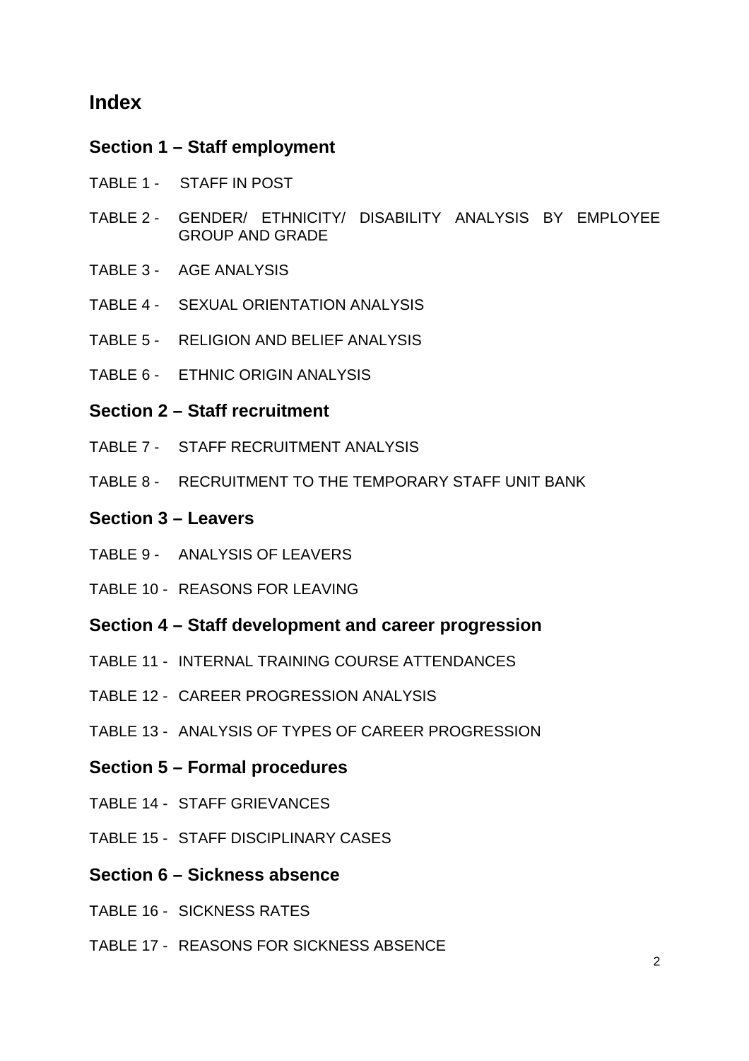# Index

## Section 1 – Staff employment

TABLE 1 - STAFF IN POST

TABLE 2 - GENDER/ ETHNICITY/ DISABILITY ANALYSIS BY EMPLOYEE GROUP AND GRADE

TABLE 3 - AGE ANALYSIS

TABLE 4 - SEXUAL ORIENTATION ANALYSIS

TABLE 5 - RELIGION AND BELIEF ANALYSIS

TABLE 6 - ETHNIC ORIGIN ANALYSIS

## Section 2 – Staff recruitment

TABLE 7 - STAFF RECRUITMENT ANALYSIS

TABLE 8 - RECRUITMENT TO THE TEMPORARY STAFF UNIT BANK

## Section 3 – Leavers

TABLE 9 - ANALYSIS OF LEAVERS

TABLE 10 - REASONS FOR LEAVING

## Section 4 – Staff development and career progression

TABLE 11 - INTERNAL TRAINING COURSE ATTENDANCES

TABLE 12 - CAREER PROGRESSION ANALYSIS

TABLE 13 - ANALYSIS OF TYPES OF CAREER PROGRESSION

## Section 5 – Formal procedures

TABLE 14 - STAFF GRIEVANCES

TABLE 15 - STAFF DISCIPLINARY CASES

## Section 6 – Sickness absence

TABLE 16 - SICKNESS RATES

TABLE 17 - REASONS FOR SICKNESS ABSENCE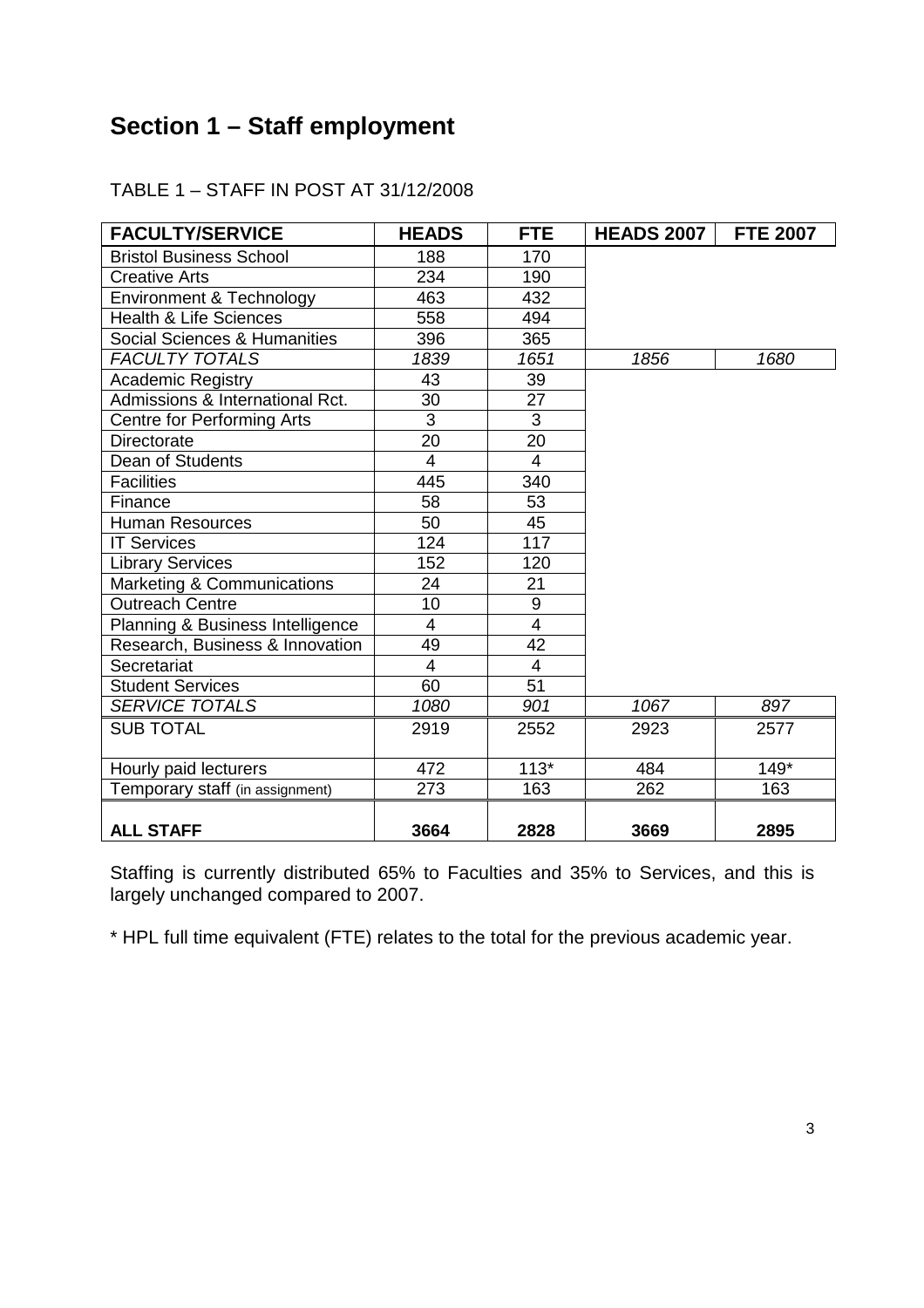# Section 1 – Staff employment

TABLE 1 – STAFF IN POST AT 31/12/2008

| FACULTY/SERVICE | HEADS | FTE | HEADS 2007 | FTE 2007 |
|---|---|---|---|---|
| Bristol Business School | 188 | 170 | | |
| Creative Arts | 234 | 190 | | |
| Environment & Technology | 463 | 432 | | |
| Health & Life Sciences | 558 | 494 | | |
| Social Sciences & Humanities | 396 | 365 | | |
| *FACULTY TOTALS* | *1839* | *1651* | *1856* | *1680* |
| Academic Registry | 43 | 39 | | |
| Admissions & International Rct. | 30 | 27 | | |
| Centre for Performing Arts | 3 | 3 | | |
| Directorate | 20 | 20 | | |
| Dean of Students | 4 | 4 | | |
| Facilities | 445 | 340 | | |
| Finance | 58 | 53 | | |
| Human Resources | 50 | 45 | | |
| IT Services | 124 | 117 | | |
| Library Services | 152 | 120 | | |
| Marketing & Communications | 24 | 21 | | |
| Outreach Centre | 10 | 9 | | |
| Planning & Business Intelligence | 4 | 4 | | |
| Research, Business & Innovation | 49 | 42 | | |
| Secretariat | 4 | 4 | | |
| Student Services | 60 | 51 | | |
| *SERVICE TOTALS* | *1080* | *901* | *1067* | *897* |
| SUB TOTAL | 2919 | 2552 | 2923 | 2577 |
| Hourly paid lecturers | 472 | 113* | 484 | 149* |
| Temporary staff (in assignment) | 273 | 163 | 262 | 163 |
| **ALL STAFF** | **3664** | **2828** | **3669** | **2895** |

Staffing is currently distributed 65% to Faculties and 35% to Services, and this is largely unchanged compared to 2007.

* HPL full time equivalent (FTE) relates to the total for the previous academic year.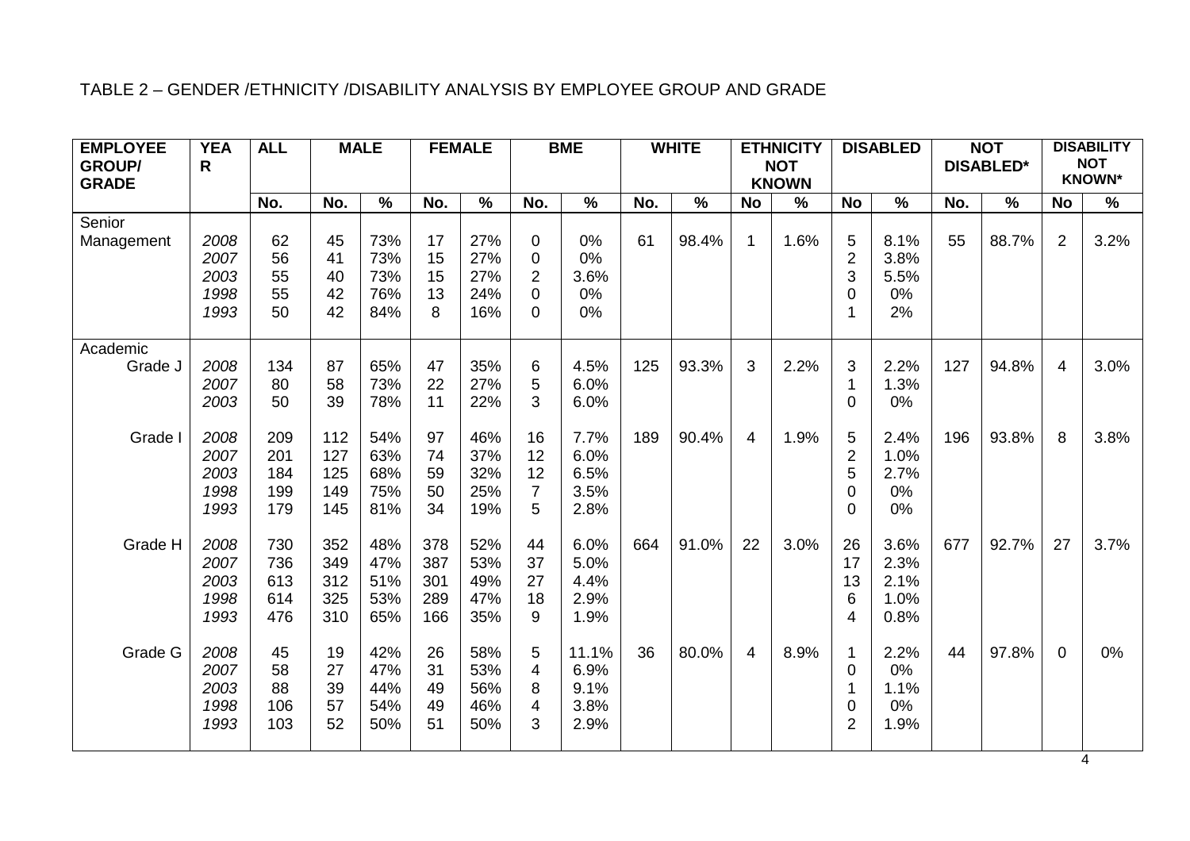TABLE 2 – GENDER /ETHNICITY /DISABILITY ANALYSIS BY EMPLOYEE GROUP AND GRADE

| EMPLOYEE GROUP/ GRADE | YEAR | ALL | MALE | | FEMALE | | BME | | WHITE | | ETHNICITY NOT KNOWN | | DISABLED | | NOT DISABLED* | | DISABILITY NOT KNOWN* | |
|---|---|---|---|---|---|---|---|---|---|---|---|---|---|---|---|---|---|---|
| | | No. | No. | % | No. | % | No. | % | No. | % | No | % | No | % | No. | % | No | % |
| Senior Management | *2008* | 62 | 45 | 73% | 17 | 27% | 0 | 0% | 61 | 98.4% | 1 | 1.6% | 5 | 8.1% | 55 | 88.7% | 2 | 3.2% |
| | *2007* | 56 | 41 | 73% | 15 | 27% | 0 | 0% | | | | | 2 | 3.8% | | | | |
| | *2003* | 55 | 40 | 73% | 15 | 27% | 2 | 3.6% | | | | | 3 | 5.5% | | | | |
| | *1998* | 55 | 42 | 76% | 13 | 24% | 0 | 0% | | | | | 0 | 0% | | | | |
| | *1993* | 50 | 42 | 84% | 8 | 16% | 0 | 0% | | | | | 1 | 2% | | | | |
| Academic Grade J | *2008* | 134 | 87 | 65% | 47 | 35% | 6 | 4.5% | 125 | 93.3% | 3 | 2.2% | 3 | 2.2% | 127 | 94.8% | 4 | 3.0% |
| | *2007* | 80 | 58 | 73% | 22 | 27% | 5 | 6.0% | | | | | 1 | 1.3% | | | | |
| | *2003* | 50 | 39 | 78% | 11 | 22% | 3 | 6.0% | | | | | 0 | 0% | | | | |
| Grade I | *2008* | 209 | 112 | 54% | 97 | 46% | 16 | 7.7% | 189 | 90.4% | 4 | 1.9% | 5 | 2.4% | 196 | 93.8% | 8 | 3.8% |
| | *2007* | 201 | 127 | 63% | 74 | 37% | 12 | 6.0% | | | | | 2 | 1.0% | | | | |
| | *2003* | 184 | 125 | 68% | 59 | 32% | 12 | 6.5% | | | | | 5 | 2.7% | | | | |
| | *1998* | 199 | 149 | 75% | 50 | 25% | 7 | 3.5% | | | | | 0 | 0% | | | | |
| | *1993* | 179 | 145 | 81% | 34 | 19% | 5 | 2.8% | | | | | 0 | 0% | | | | |
| Grade H | *2008* | 730 | 352 | 48% | 378 | 52% | 44 | 6.0% | 664 | 91.0% | 22 | 3.0% | 26 | 3.6% | 677 | 92.7% | 27 | 3.7% |
| | *2007* | 736 | 349 | 47% | 387 | 53% | 37 | 5.0% | | | | | 17 | 2.3% | | | | |
| | *2003* | 613 | 312 | 51% | 301 | 49% | 27 | 4.4% | | | | | 13 | 2.1% | | | | |
| | *1998* | 614 | 325 | 53% | 289 | 47% | 18 | 2.9% | | | | | 6 | 1.0% | | | | |
| | *1993* | 476 | 310 | 65% | 166 | 35% | 9 | 1.9% | | | | | 4 | 0.8% | | | | |
| Grade G | *2008* | 45 | 19 | 42% | 26 | 58% | 5 | 11.1% | 36 | 80.0% | 4 | 8.9% | 1 | 2.2% | 44 | 97.8% | 0 | 0% |
| | *2007* | 58 | 27 | 47% | 31 | 53% | 4 | 6.9% | | | | | 0 | 0% | | | | |
| | *2003* | 88 | 39 | 44% | 49 | 56% | 8 | 9.1% | | | | | 1 | 1.1% | | | | |
| | *1998* | 106 | 57 | 54% | 49 | 46% | 4 | 3.8% | | | | | 0 | 0% | | | | |
| | *1993* | 103 | 52 | 50% | 51 | 50% | 3 | 2.9% | | | | | 2 | 1.9% | | | | |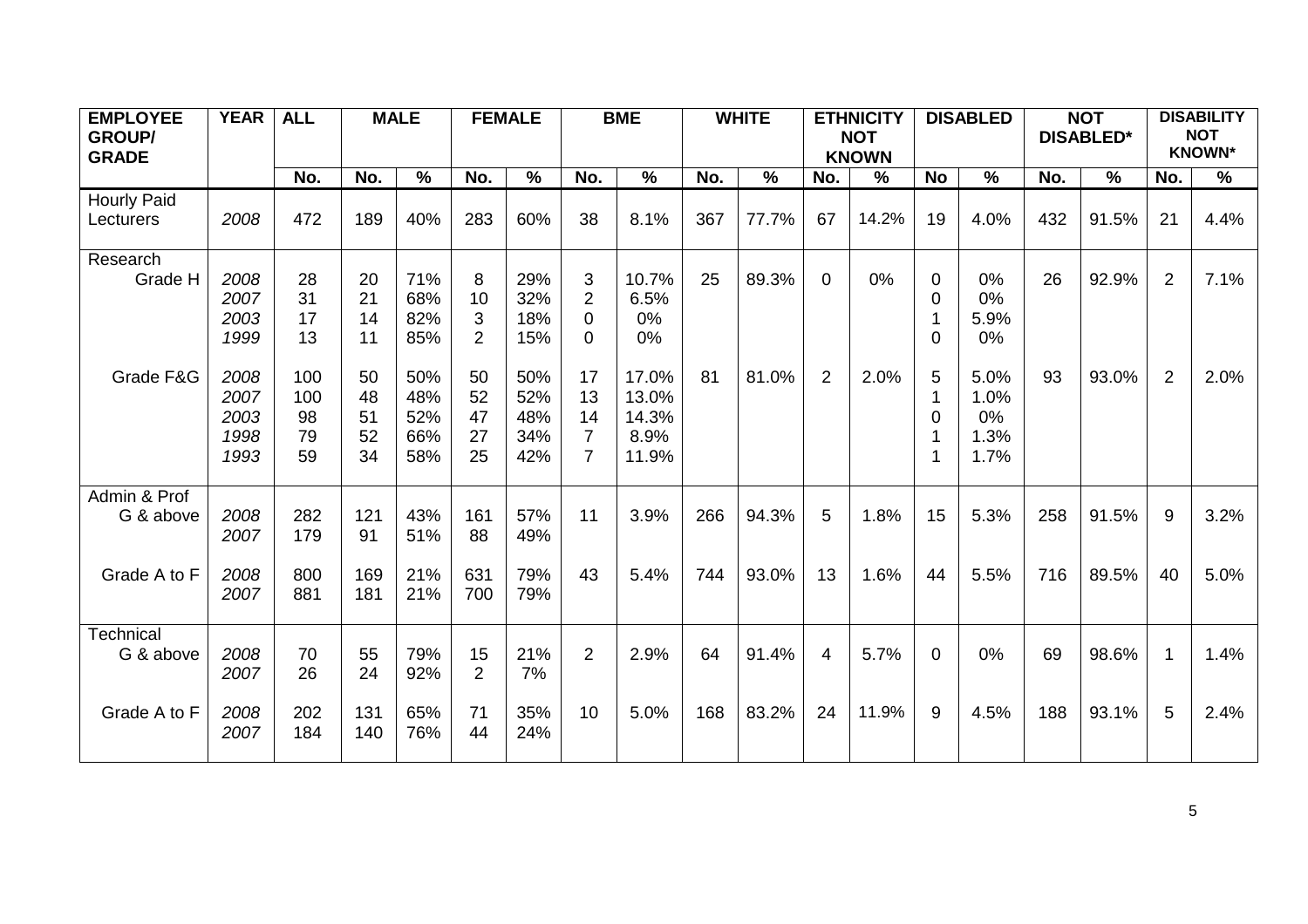| EMPLOYEE GROUP/ GRADE | YEAR | ALL | MALE | | FEMALE | | BME | | WHITE | | ETHNICITY NOT KNOWN | | DISABLED | | NOT DISABLED* | | DISABILITY NOT KNOWN* | |
|---|---|---|---|---|---|---|---|---|---|---|---|---|---|---|---|---|---|---|
| | | No. | No. | % | No. | % | No. | % | No. | % | No. | % | No | % | No. | % | No. | % |
| Hourly Paid Lecturers | *2008* | 472 | 189 | 40% | 283 | 60% | 38 | 8.1% | 367 | 77.7% | 67 | 14.2% | 19 | 4.0% | 432 | 91.5% | 21 | 4.4% |
| Research | | | | | | | | | | | | | | | | | | |
| Grade H | *2008* | 28 | 20 | 71% | 8 | 29% | 3 | 10.7% | 25 | 89.3% | 0 | 0% | 0 | 0% | 26 | 92.9% | 2 | 7.1% |
| | *2007* | 31 | 21 | 68% | 10 | 32% | 2 | 6.5% | | | | | 0 | 0% | | | | |
| | *2003* | 17 | 14 | 82% | 3 | 18% | 0 | 0% | | | | | 1 | 5.9% | | | | |
| | *1999* | 13 | 11 | 85% | 2 | 15% | 0 | 0% | | | | | 0 | 0% | | | | |
| Grade F&G | *2008* | 100 | 50 | 50% | 50 | 50% | 17 | 17.0% | 81 | 81.0% | 2 | 2.0% | 5 | 5.0% | 93 | 93.0% | 2 | 2.0% |
| | *2007* | 100 | 48 | 48% | 52 | 52% | 13 | 13.0% | | | | | 1 | 1.0% | | | | |
| | *2003* | 98 | 51 | 52% | 47 | 48% | 14 | 14.3% | | | | | 0 | 0% | | | | |
| | *1998* | 79 | 52 | 66% | 27 | 34% | 7 | 8.9% | | | | | 1 | 1.3% | | | | |
| | *1993* | 59 | 34 | 58% | 25 | 42% | 7 | 11.9% | | | | | 1 | 1.7% | | | | |
| Admin & Prof | | | | | | | | | | | | | | | | | | |
| G & above | *2008* | 282 | 121 | 43% | 161 | 57% | 11 | 3.9% | 266 | 94.3% | 5 | 1.8% | 15 | 5.3% | 258 | 91.5% | 9 | 3.2% |
| | *2007* | 179 | 91 | 51% | 88 | 49% | | | | | | | | | | | | |
| Grade A to F | *2008* | 800 | 169 | 21% | 631 | 79% | 43 | 5.4% | 744 | 93.0% | 13 | 1.6% | 44 | 5.5% | 716 | 89.5% | 40 | 5.0% |
| | *2007* | 881 | 181 | 21% | 700 | 79% | | | | | | | | | | | | |
| Technical | | | | | | | | | | | | | | | | | | |
| G & above | *2008* | 70 | 55 | 79% | 15 | 21% | 2 | 2.9% | 64 | 91.4% | 4 | 5.7% | 0 | 0% | 69 | 98.6% | 1 | 1.4% |
| | *2007* | 26 | 24 | 92% | 2 | 7% | | | | | | | | | | | | |
| Grade A to F | *2008* | 202 | 131 | 65% | 71 | 35% | 10 | 5.0% | 168 | 83.2% | 24 | 11.9% | 9 | 4.5% | 188 | 93.1% | 5 | 2.4% |
| | *2007* | 184 | 140 | 76% | 44 | 24% | | | | | | | | | | | | |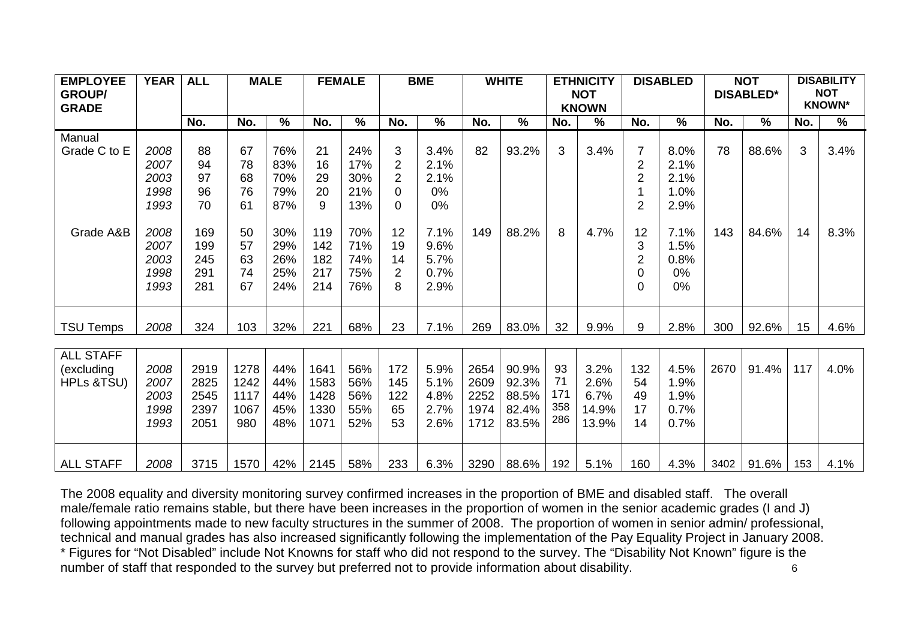| EMPLOYEE GROUP/ GRADE | YEAR | ALL | MALE | | FEMALE | | BME | | WHITE | | ETHNICITY NOT KNOWN | | DISABLED | | NOT DISABLED* | | DISABILITY NOT KNOWN* | |
|---|---|---|---|---|---|---|---|---|---|---|---|---|---|---|---|---|---|---|
| | | No. | No. | % | No. | % | No. | % | No. | % | No. | % | No. | % | No. | % | No. | % |
| Manual | | | | | | | | | | | | | | | | | | |
| Grade C to E | *2008* | 88 | 67 | 76% | 21 | 24% | 3 | 3.4% | 82 | 93.2% | 3 | 3.4% | 7 | 8.0% | 78 | 88.6% | 3 | 3.4% |
| | *2007* | 94 | 78 | 83% | 16 | 17% | 2 | 2.1% | | | | | 2 | 2.1% | | | | |
| | *2003* | 97 | 68 | 70% | 29 | 30% | 2 | 2.1% | | | | | 2 | 2.1% | | | | |
| | *1998* | 96 | 76 | 79% | 20 | 21% | 0 | 0% | | | | | 1 | 1.0% | | | | |
| | *1993* | 70 | 61 | 87% | 9 | 13% | 0 | 0% | | | | | 2 | 2.9% | | | | |
| Grade A&B | *2008* | 169 | 50 | 30% | 119 | 70% | 12 | 7.1% | 149 | 88.2% | 8 | 4.7% | 12 | 7.1% | 143 | 84.6% | 14 | 8.3% |
| | *2007* | 199 | 57 | 29% | 142 | 71% | 19 | 9.6% | | | | | 3 | 1.5% | | | | |
| | *2003* | 245 | 63 | 26% | 182 | 74% | 14 | 5.7% | | | | | 2 | 0.8% | | | | |
| | *1998* | 291 | 74 | 25% | 217 | 75% | 2 | 0.7% | | | | | 0 | 0% | | | | |
| | *1993* | 281 | 67 | 24% | 214 | 76% | 8 | 2.9% | | | | | 0 | 0% | | | | |
| TSU Temps | *2008* | 324 | 103 | 32% | 221 | 68% | 23 | 7.1% | 269 | 83.0% | 32 | 9.9% | 9 | 2.8% | 300 | 92.6% | 15 | 4.6% |
| ALL STAFF (excluding HPLs &TSU) | *2008* | 2919 | 1278 | 44% | 1641 | 56% | 172 | 5.9% | 2654 | 90.9% | 93 | 3.2% | 132 | 4.5% | 2670 | 91.4% | 117 | 4.0% |
| | *2007* | 2825 | 1242 | 44% | 1583 | 56% | 145 | 5.1% | 2609 | 92.3% | 71 | 2.6% | 54 | 1.9% | | | | |
| | *2003* | 2545 | 1117 | 44% | 1428 | 56% | 122 | 4.8% | 2252 | 88.5% | 171 | 6.7% | 49 | 1.9% | | | | |
| | *1998* | 2397 | 1067 | 45% | 1330 | 55% | 65 | 2.7% | 1974 | 82.4% | 358 | 14.9% | 17 | 0.7% | | | | |
| | *1993* | 2051 | 980 | 48% | 1071 | 52% | 53 | 2.6% | 1712 | 83.5% | 286 | 13.9% | 14 | 0.7% | | | | |
| ALL STAFF | *2008* | 3715 | 1570 | 42% | 2145 | 58% | 233 | 6.3% | 3290 | 88.6% | 192 | 5.1% | 160 | 4.3% | 3402 | 91.6% | 153 | 4.1% |

The 2008 equality and diversity monitoring survey confirmed increases in the proportion of BME and disabled staff. The overall male/female ratio remains stable, but there have been increases in the proportion of women in the senior academic grades (I and J) following appointments made to new faculty structures in the summer of 2008. The proportion of women in senior admin/ professional, technical and manual grades has also increased significantly following the implementation of the Pay Equality Project in January 2008.
* Figures for "Not Disabled" include Not Knowns for staff who did not respond to the survey. The "Disability Not Known" figure is the number of staff that responded to the survey but preferred not to provide information about disability.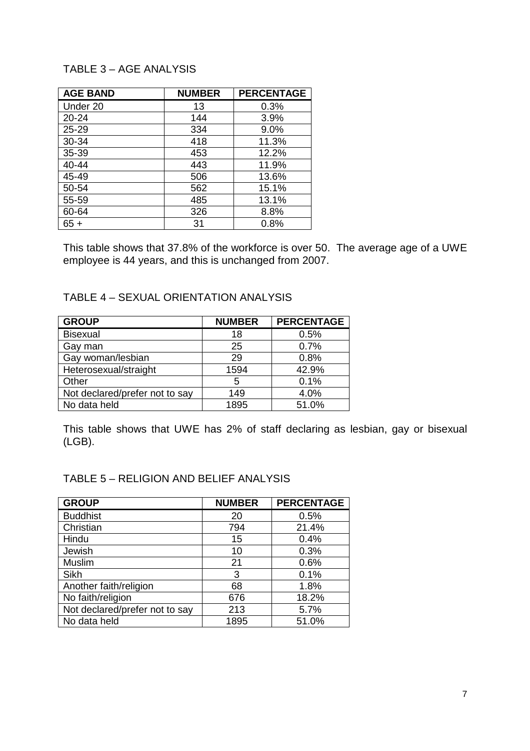## TABLE 3 – AGE ANALYSIS

| AGE BAND | NUMBER | PERCENTAGE |
|---|---|---|
| Under 20 | 13 | 0.3% |
| 20-24 | 144 | 3.9% |
| 25-29 | 334 | 9.0% |
| 30-34 | 418 | 11.3% |
| 35-39 | 453 | 12.2% |
| 40-44 | 443 | 11.9% |
| 45-49 | 506 | 13.6% |
| 50-54 | 562 | 15.1% |
| 55-59 | 485 | 13.1% |
| 60-64 | 326 | 8.8% |
| 65 + | 31 | 0.8% |

This table shows that 37.8% of the workforce is over 50. The average age of a UWE employee is 44 years, and this is unchanged from 2007.

## TABLE 4 – SEXUAL ORIENTATION ANALYSIS

| GROUP | NUMBER | PERCENTAGE |
|---|---|---|
| Bisexual | 18 | 0.5% |
| Gay man | 25 | 0.7% |
| Gay woman/lesbian | 29 | 0.8% |
| Heterosexual/straight | 1594 | 42.9% |
| Other | 5 | 0.1% |
| Not declared/prefer not to say | 149 | 4.0% |
| No data held | 1895 | 51.0% |

This table shows that UWE has 2% of staff declaring as lesbian, gay or bisexual (LGB).

## TABLE 5 – RELIGION AND BELIEF ANALYSIS

| GROUP | NUMBER | PERCENTAGE |
|---|---|---|
| Buddhist | 20 | 0.5% |
| Christian | 794 | 21.4% |
| Hindu | 15 | 0.4% |
| Jewish | 10 | 0.3% |
| Muslim | 21 | 0.6% |
| Sikh | 3 | 0.1% |
| Another faith/religion | 68 | 1.8% |
| No faith/religion | 676 | 18.2% |
| Not declared/prefer not to say | 213 | 5.7% |
| No data held | 1895 | 51.0% |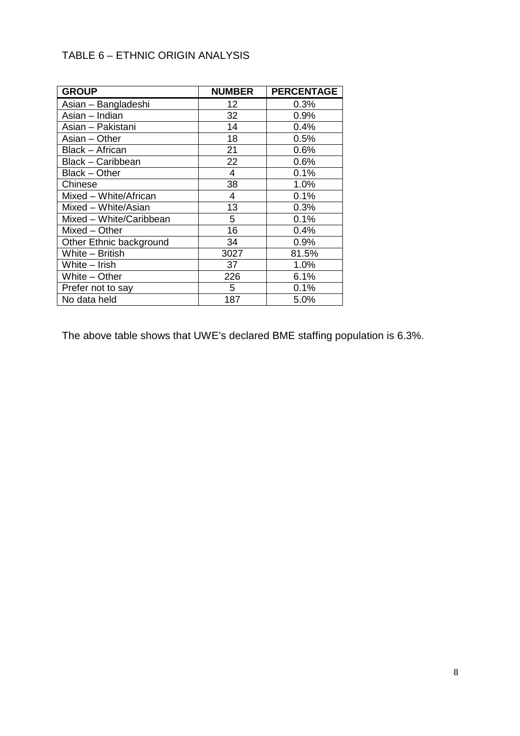TABLE 6 – ETHNIC ORIGIN ANALYSIS

| GROUP | NUMBER | PERCENTAGE |
| --- | --- | --- |
| Asian – Bangladeshi | 12 | 0.3% |
| Asian – Indian | 32 | 0.9% |
| Asian – Pakistani | 14 | 0.4% |
| Asian – Other | 18 | 0.5% |
| Black – African | 21 | 0.6% |
| Black – Caribbean | 22 | 0.6% |
| Black – Other | 4 | 0.1% |
| Chinese | 38 | 1.0% |
| Mixed – White/African | 4 | 0.1% |
| Mixed – White/Asian | 13 | 0.3% |
| Mixed – White/Caribbean | 5 | 0.1% |
| Mixed – Other | 16 | 0.4% |
| Other Ethnic background | 34 | 0.9% |
| White – British | 3027 | 81.5% |
| White – Irish | 37 | 1.0% |
| White – Other | 226 | 6.1% |
| Prefer not to say | 5 | 0.1% |
| No data held | 187 | 5.0% |

The above table shows that UWE's declared BME staffing population is 6.3%.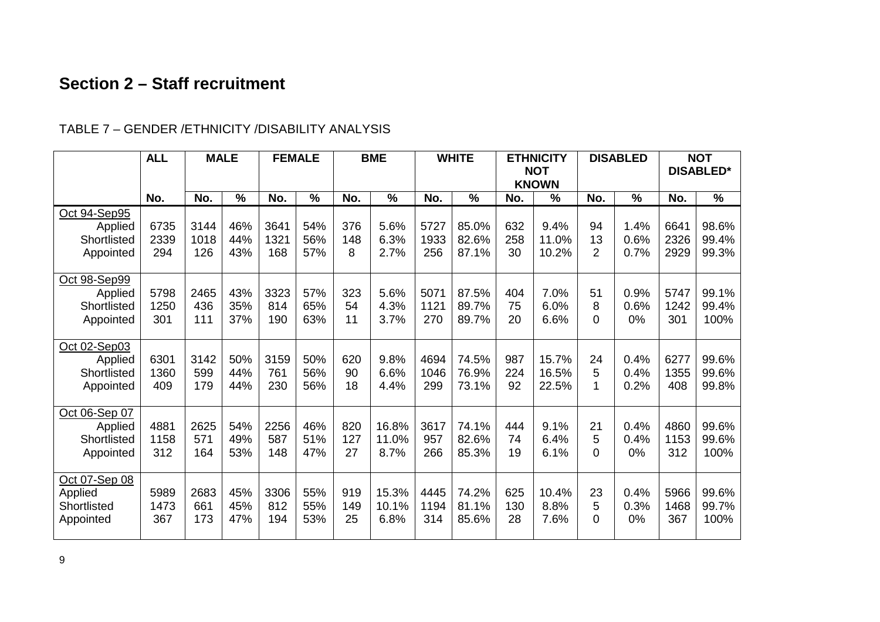## Section 2 – Staff recruitment

TABLE 7 – GENDER /ETHNICITY /DISABILITY ANALYSIS

| | ALL | MALE | | FEMALE | | BME | | WHITE | | ETHNICITY NOT KNOWN | | DISABLED | | NOT DISABLED* | |
|---|---|---|---|---|---|---|---|---|---|---|---|---|---|---|---|
| | No. | No. | % | No. | % | No. | % | No. | % | No. | % | No. | % | No. | % |
| Oct 94-Sep95 | | | | | | | | | | | | | | | |
| Applied | 6735 | 3144 | 46% | 3641 | 54% | 376 | 5.6% | 5727 | 85.0% | 632 | 9.4% | 94 | 1.4% | 6641 | 98.6% |
| Shortlisted | 2339 | 1018 | 44% | 1321 | 56% | 148 | 6.3% | 1933 | 82.6% | 258 | 11.0% | 13 | 0.6% | 2326 | 99.4% |
| Appointed | 294 | 126 | 43% | 168 | 57% | 8 | 2.7% | 256 | 87.1% | 30 | 10.2% | 2 | 0.7% | 2929 | 99.3% |
| Oct 98-Sep99 | | | | | | | | | | | | | | | |
| Applied | 5798 | 2465 | 43% | 3323 | 57% | 323 | 5.6% | 5071 | 87.5% | 404 | 7.0% | 51 | 0.9% | 5747 | 99.1% |
| Shortlisted | 1250 | 436 | 35% | 814 | 65% | 54 | 4.3% | 1121 | 89.7% | 75 | 6.0% | 8 | 0.6% | 1242 | 99.4% |
| Appointed | 301 | 111 | 37% | 190 | 63% | 11 | 3.7% | 270 | 89.7% | 20 | 6.6% | 0 | 0% | 301 | 100% |
| Oct 02-Sep03 | | | | | | | | | | | | | | | |
| Applied | 6301 | 3142 | 50% | 3159 | 50% | 620 | 9.8% | 4694 | 74.5% | 987 | 15.7% | 24 | 0.4% | 6277 | 99.6% |
| Shortlisted | 1360 | 599 | 44% | 761 | 56% | 90 | 6.6% | 1046 | 76.9% | 224 | 16.5% | 5 | 0.4% | 1355 | 99.6% |
| Appointed | 409 | 179 | 44% | 230 | 56% | 18 | 4.4% | 299 | 73.1% | 92 | 22.5% | 1 | 0.2% | 408 | 99.8% |
| Oct 06-Sep 07 | | | | | | | | | | | | | | | |
| Applied | 4881 | 2625 | 54% | 2256 | 46% | 820 | 16.8% | 3617 | 74.1% | 444 | 9.1% | 21 | 0.4% | 4860 | 99.6% |
| Shortlisted | 1158 | 571 | 49% | 587 | 51% | 127 | 11.0% | 957 | 82.6% | 74 | 6.4% | 5 | 0.4% | 1153 | 99.6% |
| Appointed | 312 | 164 | 53% | 148 | 47% | 27 | 8.7% | 266 | 85.3% | 19 | 6.1% | 0 | 0% | 312 | 100% |
| Oct 07-Sep 08 | | | | | | | | | | | | | | | |
| Applied | 5989 | 2683 | 45% | 3306 | 55% | 919 | 15.3% | 4445 | 74.2% | 625 | 10.4% | 23 | 0.4% | 5966 | 99.6% |
| Shortlisted | 1473 | 661 | 45% | 812 | 55% | 149 | 10.1% | 1194 | 81.1% | 130 | 8.8% | 5 | 0.3% | 1468 | 99.7% |
| Appointed | 367 | 173 | 47% | 194 | 53% | 25 | 6.8% | 314 | 85.6% | 28 | 7.6% | 0 | 0% | 367 | 100% |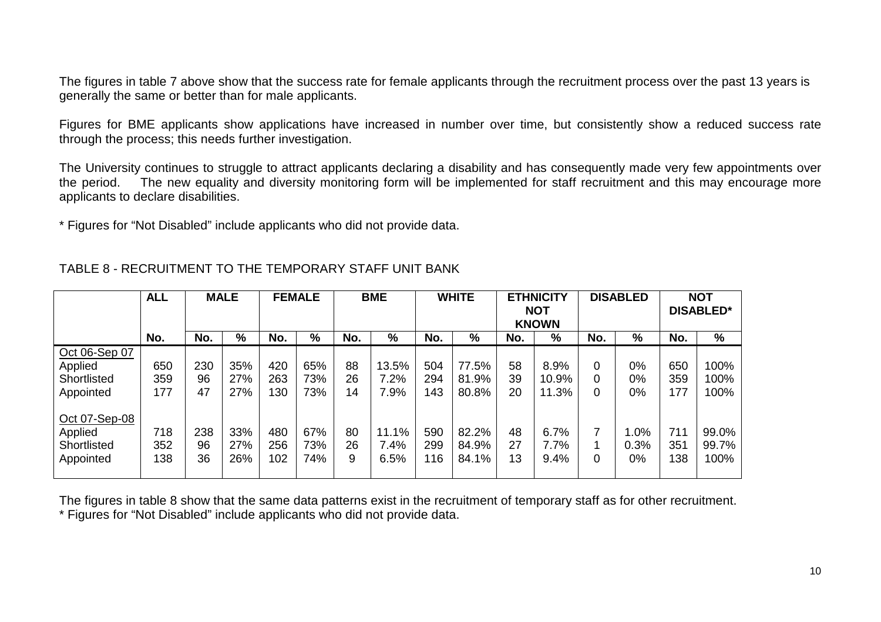The figures in table 7 above show that the success rate for female applicants through the recruitment process over the past 13 years is generally the same or better than for male applicants.

Figures for BME applicants show applications have increased in number over time, but consistently show a reduced success rate through the process; this needs further investigation.

The University continues to struggle to attract applicants declaring a disability and has consequently made very few appointments over the period. The new equality and diversity monitoring form will be implemented for staff recruitment and this may encourage more applicants to declare disabilities.

* Figures for "Not Disabled" include applicants who did not provide data.

TABLE 8 - RECRUITMENT TO THE TEMPORARY STAFF UNIT BANK

| | **ALL** | **MALE** | | **FEMALE** | | **BME** | | **WHITE** | | **ETHNICITY NOT KNOWN** | | **DISABLED** | | **NOT DISABLED*** | |
|---|---|---|---|---|---|---|---|---|---|---|---|---|---|---|---|
| | **No.** | **No.** | **%** | **No.** | **%** | **No.** | **%** | **No.** | **%** | **No.** | **%** | **No.** | **%** | **No.** | **%** |
| Oct 06-Sep 07 | | | | | | | | | | | | | | | |
| Applied | 650 | 230 | 35% | 420 | 65% | 88 | 13.5% | 504 | 77.5% | 58 | 8.9% | 0 | 0% | 650 | 100% |
| Shortlisted | 359 | 96 | 27% | 263 | 73% | 26 | 7.2% | 294 | 81.9% | 39 | 10.9% | 0 | 0% | 359 | 100% |
| Appointed | 177 | 47 | 27% | 130 | 73% | 14 | 7.9% | 143 | 80.8% | 20 | 11.3% | 0 | 0% | 177 | 100% |
| Oct 07-Sep-08 | | | | | | | | | | | | | | | |
| Applied | 718 | 238 | 33% | 480 | 67% | 80 | 11.1% | 590 | 82.2% | 48 | 6.7% | 7 | 1.0% | 711 | 99.0% |
| Shortlisted | 352 | 96 | 27% | 256 | 73% | 26 | 7.4% | 299 | 84.9% | 27 | 7.7% | 1 | 0.3% | 351 | 99.7% |
| Appointed | 138 | 36 | 26% | 102 | 74% | 9 | 6.5% | 116 | 84.1% | 13 | 9.4% | 0 | 0% | 138 | 100% |

The figures in table 8 show that the same data patterns exist in the recruitment of temporary staff as for other recruitment.
* Figures for "Not Disabled" include applicants who did not provide data.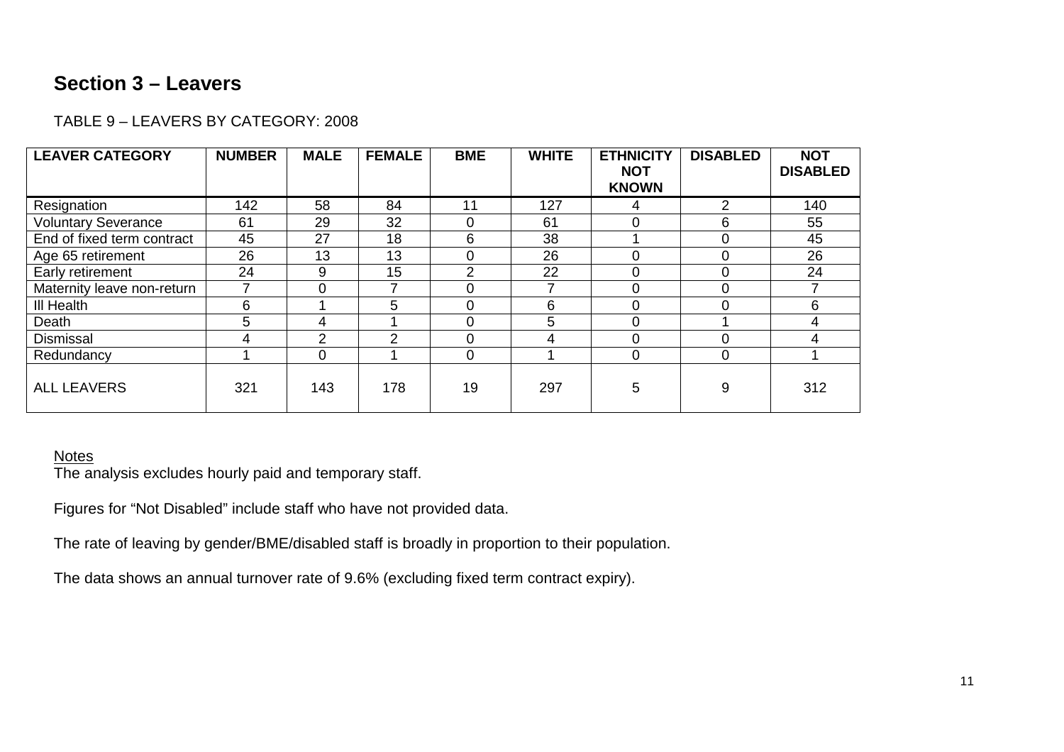## Section 3 – Leavers

TABLE 9 – LEAVERS BY CATEGORY: 2008

| LEAVER CATEGORY | NUMBER | MALE | FEMALE | BME | WHITE | ETHNICITY NOT KNOWN | DISABLED | NOT DISABLED |
|---|---|---|---|---|---|---|---|---|
| Resignation | 142 | 58 | 84 | 11 | 127 | 4 | 2 | 140 |
| Voluntary Severance | 61 | 29 | 32 | 0 | 61 | 0 | 6 | 55 |
| End of fixed term contract | 45 | 27 | 18 | 6 | 38 | 1 | 0 | 45 |
| Age 65 retirement | 26 | 13 | 13 | 0 | 26 | 0 | 0 | 26 |
| Early retirement | 24 | 9 | 15 | 2 | 22 | 0 | 0 | 24 |
| Maternity leave non-return | 7 | 0 | 7 | 0 | 7 | 0 | 0 | 7 |
| Ill Health | 6 | 1 | 5 | 0 | 6 | 0 | 0 | 6 |
| Death | 5 | 4 | 1 | 0 | 5 | 0 | 1 | 4 |
| Dismissal | 4 | 2 | 2 | 0 | 4 | 0 | 0 | 4 |
| Redundancy | 1 | 0 | 1 | 0 | 1 | 0 | 0 | 1 |
| ALL LEAVERS | 321 | 143 | 178 | 19 | 297 | 5 | 9 | 312 |

Notes

The analysis excludes hourly paid and temporary staff.

Figures for "Not Disabled" include staff who have not provided data.

The rate of leaving by gender/BME/disabled staff is broadly in proportion to their population.

The data shows an annual turnover rate of 9.6% (excluding fixed term contract expiry).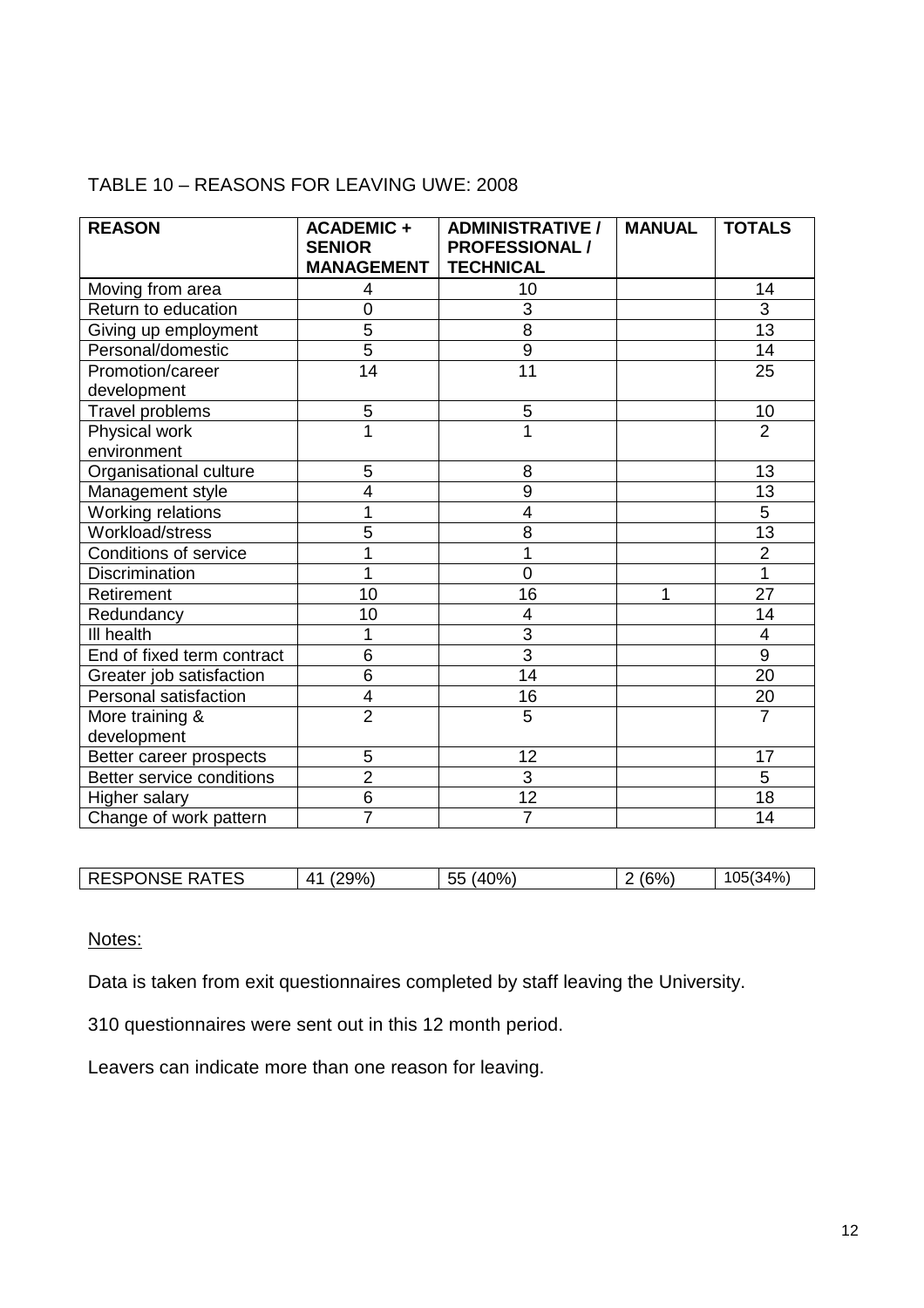TABLE 10 – REASONS FOR LEAVING UWE: 2008

| REASON | ACADEMIC + SENIOR MANAGEMENT | ADMINISTRATIVE / PROFESSIONAL / TECHNICAL | MANUAL | TOTALS |
|---|---|---|---|---|
| Moving from area | 4 | 10 | | 14 |
| Return to education | 0 | 3 | | 3 |
| Giving up employment | 5 | 8 | | 13 |
| Personal/domestic | 5 | 9 | | 14 |
| Promotion/career development | 14 | 11 | | 25 |
| Travel problems | 5 | 5 | | 10 |
| Physical work environment | 1 | 1 | | 2 |
| Organisational culture | 5 | 8 | | 13 |
| Management style | 4 | 9 | | 13 |
| Working relations | 1 | 4 | | 5 |
| Workload/stress | 5 | 8 | | 13 |
| Conditions of service | 1 | 1 | | 2 |
| Discrimination | 1 | 0 | | 1 |
| Retirement | 10 | 16 | 1 | 27 |
| Redundancy | 10 | 4 | | 14 |
| Ill health | 1 | 3 | | 4 |
| End of fixed term contract | 6 | 3 | | 9 |
| Greater job satisfaction | 6 | 14 | | 20 |
| Personal satisfaction | 4 | 16 | | 20 |
| More training & development | 2 | 5 | | 7 |
| Better career prospects | 5 | 12 | | 17 |
| Better service conditions | 2 | 3 | | 5 |
| Higher salary | 6 | 12 | | 18 |
| Change of work pattern | 7 | 7 | | 14 |
| RESPONSE RATES | 41 (29%) | 55 (40%) | 2 (6%) | 105(34%) |

Notes:

Data is taken from exit questionnaires completed by staff leaving the University.

310 questionnaires were sent out in this 12 month period.

Leavers can indicate more than one reason for leaving.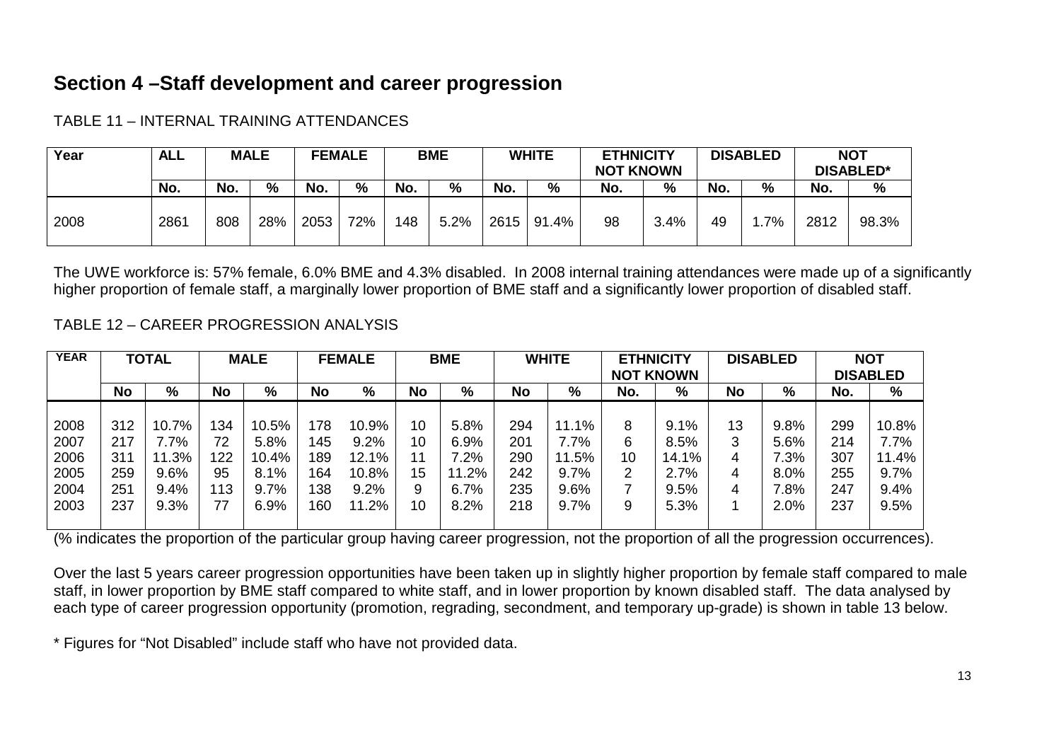## Section 4 –Staff development and career progression

TABLE 11 – INTERNAL TRAINING ATTENDANCES

| Year | ALL | MALE | | FEMALE | | BME | | WHITE | | ETHNICITY NOT KNOWN | | DISABLED | | NOT DISABLED* | |
|---|---|---|---|---|---|---|---|---|---|---|---|---|---|---|---|
| | No. | No. | % | No. | % | No. | % | No. | % | No. | % | No. | % | No. | % |
| 2008 | 2861 | 808 | 28% | 2053 | 72% | 148 | 5.2% | 2615 | 91.4% | 98 | 3.4% | 49 | 1.7% | 2812 | 98.3% |

The UWE workforce is: 57% female, 6.0% BME and 4.3% disabled. In 2008 internal training attendances were made up of a significantly higher proportion of female staff, a marginally lower proportion of BME staff and a significantly lower proportion of disabled staff.

TABLE 12 – CAREER PROGRESSION ANALYSIS

| YEAR | TOTAL | | MALE | | FEMALE | | BME | | WHITE | | ETHNICITY NOT KNOWN | | DISABLED | | NOT DISABLED | |
|---|---|---|---|---|---|---|---|---|---|---|---|---|---|---|---|---|
| | No | % | No | % | No | % | No | % | No | % | No. | % | No | % | No. | % |
| 2008 | 312 | 10.7% | 134 | 10.5% | 178 | 10.9% | 10 | 5.8% | 294 | 11.1% | 8 | 9.1% | 13 | 9.8% | 299 | 10.8% |
| 2007 | 217 | 7.7% | 72 | 5.8% | 145 | 9.2% | 10 | 6.9% | 201 | 7.7% | 6 | 8.5% | 3 | 5.6% | 214 | 7.7% |
| 2006 | 311 | 11.3% | 122 | 10.4% | 189 | 12.1% | 11 | 7.2% | 290 | 11.5% | 10 | 14.1% | 4 | 7.3% | 307 | 11.4% |
| 2005 | 259 | 9.6% | 95 | 8.1% | 164 | 10.8% | 15 | 11.2% | 242 | 9.7% | 2 | 2.7% | 4 | 8.0% | 255 | 9.7% |
| 2004 | 251 | 9.4% | 113 | 9.7% | 138 | 9.2% | 9 | 6.7% | 235 | 9.6% | 7 | 9.5% | 4 | 7.8% | 247 | 9.4% |
| 2003 | 237 | 9.3% | 77 | 6.9% | 160 | 11.2% | 10 | 8.2% | 218 | 9.7% | 9 | 5.3% | 1 | 2.0% | 237 | 9.5% |

(% indicates the proportion of the particular group having career progression, not the proportion of all the progression occurrences).

Over the last 5 years career progression opportunities have been taken up in slightly higher proportion by female staff compared to male staff, in lower proportion by BME staff compared to white staff, and in lower proportion by known disabled staff. The data analysed by each type of career progression opportunity (promotion, regrading, secondment, and temporary up-grade) is shown in table 13 below.

* Figures for "Not Disabled" include staff who have not provided data.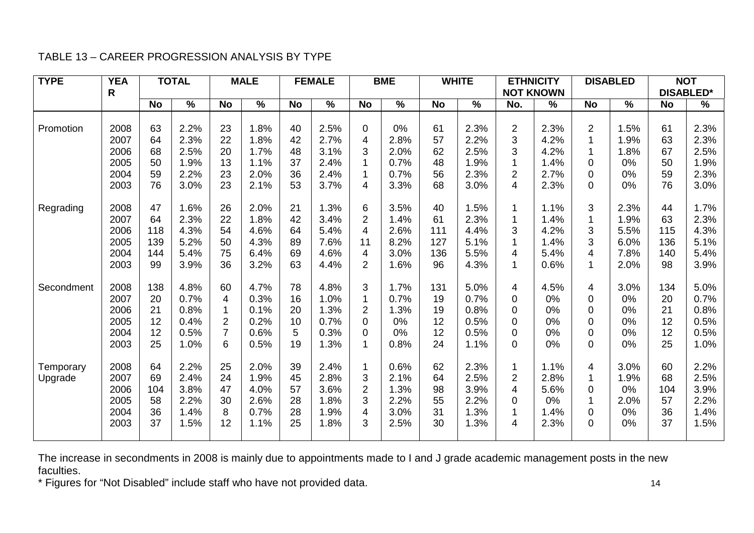TABLE 13 – CAREER PROGRESSION ANALYSIS BY TYPE

| TYPE | YEAR | TOTAL | | MALE | | FEMALE | | BME | | WHITE | | ETHNICITY NOT KNOWN | | DISABLED | | NOT DISABLED* | |
|---|---|---|---|---|---|---|---|---|---|---|---|---|---|---|---|---|---|
| | | No | % | No | % | No | % | No | % | No | % | No. | % | No | % | No | % |
| Promotion | 2008 | 63 | 2.2% | 23 | 1.8% | 40 | 2.5% | 0 | 0% | 61 | 2.3% | 2 | 2.3% | 2 | 1.5% | 61 | 2.3% |
| | 2007 | 64 | 2.3% | 22 | 1.8% | 42 | 2.7% | 4 | 2.8% | 57 | 2.2% | 3 | 4.2% | 1 | 1.9% | 63 | 2.3% |
| | 2006 | 68 | 2.5% | 20 | 1.7% | 48 | 3.1% | 3 | 2.0% | 62 | 2.5% | 3 | 4.2% | 1 | 1.8% | 67 | 2.5% |
| | 2005 | 50 | 1.9% | 13 | 1.1% | 37 | 2.4% | 1 | 0.7% | 48 | 1.9% | 1 | 1.4% | 0 | 0% | 50 | 1.9% |
| | 2004 | 59 | 2.2% | 23 | 2.0% | 36 | 2.4% | 1 | 0.7% | 56 | 2.3% | 2 | 2.7% | 0 | 0% | 59 | 2.3% |
| | 2003 | 76 | 3.0% | 23 | 2.1% | 53 | 3.7% | 4 | 3.3% | 68 | 3.0% | 4 | 2.3% | 0 | 0% | 76 | 3.0% |
| Regrading | 2008 | 47 | 1.6% | 26 | 2.0% | 21 | 1.3% | 6 | 3.5% | 40 | 1.5% | 1 | 1.1% | 3 | 2.3% | 44 | 1.7% |
| | 2007 | 64 | 2.3% | 22 | 1.8% | 42 | 3.4% | 2 | 1.4% | 61 | 2.3% | 1 | 1.4% | 1 | 1.9% | 63 | 2.3% |
| | 2006 | 118 | 4.3% | 54 | 4.6% | 64 | 5.4% | 4 | 2.6% | 111 | 4.4% | 3 | 4.2% | 3 | 5.5% | 115 | 4.3% |
| | 2005 | 139 | 5.2% | 50 | 4.3% | 89 | 7.6% | 11 | 8.2% | 127 | 5.1% | 1 | 1.4% | 3 | 6.0% | 136 | 5.1% |
| | 2004 | 144 | 5.4% | 75 | 6.4% | 69 | 4.6% | 4 | 3.0% | 136 | 5.5% | 4 | 5.4% | 4 | 7.8% | 140 | 5.4% |
| | 2003 | 99 | 3.9% | 36 | 3.2% | 63 | 4.4% | 2 | 1.6% | 96 | 4.3% | 1 | 0.6% | 1 | 2.0% | 98 | 3.9% |
| Secondment | 2008 | 138 | 4.8% | 60 | 4.7% | 78 | 4.8% | 3 | 1.7% | 131 | 5.0% | 4 | 4.5% | 4 | 3.0% | 134 | 5.0% |
| | 2007 | 20 | 0.7% | 4 | 0.3% | 16 | 1.0% | 1 | 0.7% | 19 | 0.7% | 0 | 0% | 0 | 0% | 20 | 0.7% |
| | 2006 | 21 | 0.8% | 1 | 0.1% | 20 | 1.3% | 2 | 1.3% | 19 | 0.8% | 0 | 0% | 0 | 0% | 21 | 0.8% |
| | 2005 | 12 | 0.4% | 2 | 0.2% | 10 | 0.7% | 0 | 0% | 12 | 0.5% | 0 | 0% | 0 | 0% | 12 | 0.5% |
| | 2004 | 12 | 0.5% | 7 | 0.6% | 5 | 0.3% | 0 | 0% | 12 | 0.5% | 0 | 0% | 0 | 0% | 12 | 0.5% |
| | 2003 | 25 | 1.0% | 6 | 0.5% | 19 | 1.3% | 1 | 0.8% | 24 | 1.1% | 0 | 0% | 0 | 0% | 25 | 1.0% |
| Temporary Upgrade | 2008 | 64 | 2.2% | 25 | 2.0% | 39 | 2.4% | 1 | 0.6% | 62 | 2.3% | 1 | 1.1% | 4 | 3.0% | 60 | 2.2% |
| | 2007 | 69 | 2.4% | 24 | 1.9% | 45 | 2.8% | 3 | 2.1% | 64 | 2.5% | 2 | 2.8% | 1 | 1.9% | 68 | 2.5% |
| | 2006 | 104 | 3.8% | 47 | 4.0% | 57 | 3.6% | 2 | 1.3% | 98 | 3.9% | 4 | 5.6% | 0 | 0% | 104 | 3.9% |
| | 2005 | 58 | 2.2% | 30 | 2.6% | 28 | 1.8% | 3 | 2.2% | 55 | 2.2% | 0 | 0% | 1 | 2.0% | 57 | 2.2% |
| | 2004 | 36 | 1.4% | 8 | 0.7% | 28 | 1.9% | 4 | 3.0% | 31 | 1.3% | 1 | 1.4% | 0 | 0% | 36 | 1.4% |
| | 2003 | 37 | 1.5% | 12 | 1.1% | 25 | 1.8% | 3 | 2.5% | 30 | 1.3% | 4 | 2.3% | 0 | 0% | 37 | 1.5% |

The increase in secondments in 2008 is mainly due to appointments made to I and J grade academic management posts in the new faculties.

\* Figures for "Not Disabled" include staff who have not provided data.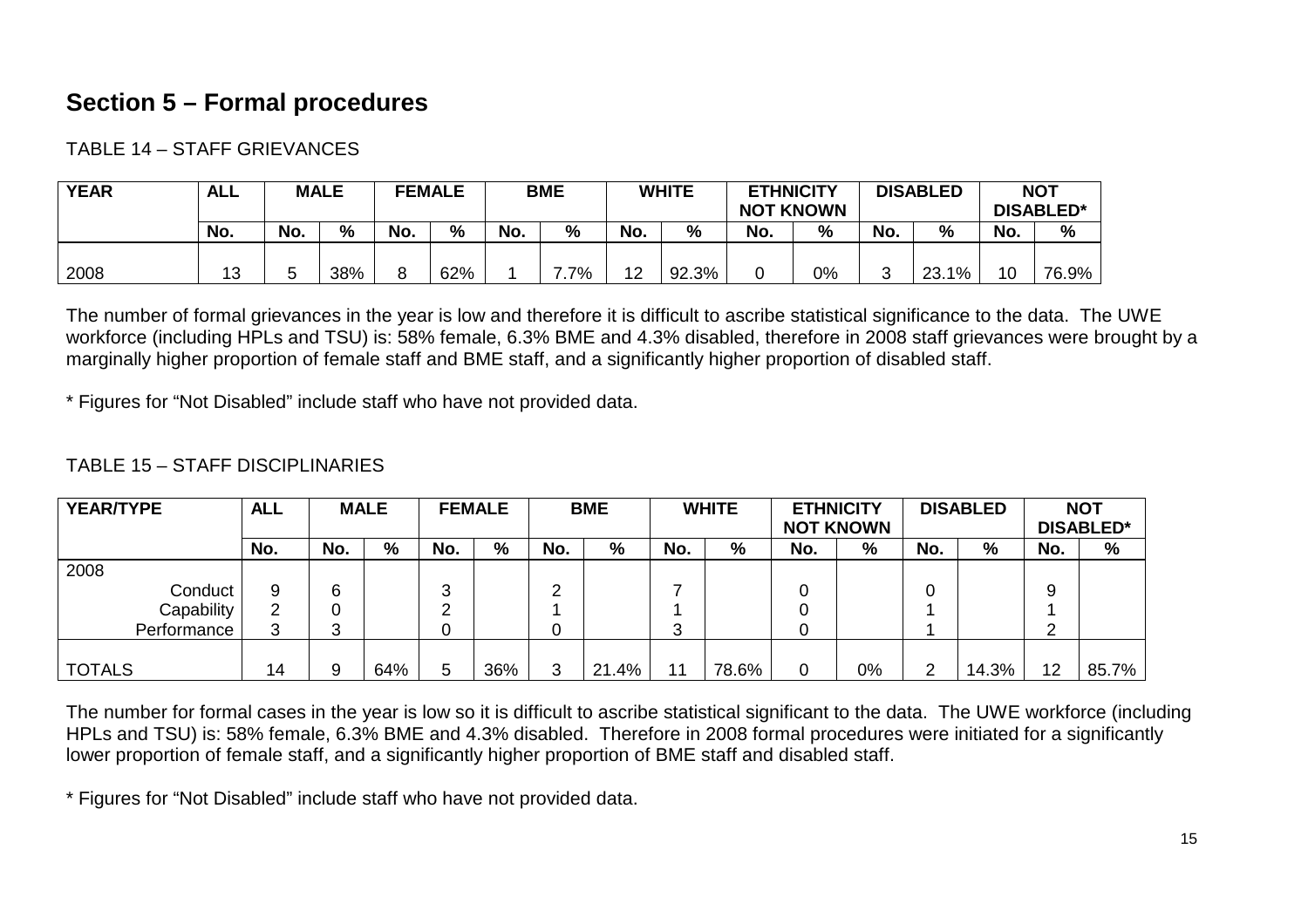## Section 5 – Formal procedures

TABLE 14 – STAFF GRIEVANCES

| YEAR | ALL | MALE | | FEMALE | | BME | | WHITE | | ETHNICITY NOT KNOWN | | DISABLED | | NOT DISABLED* | |
|---|---|---|---|---|---|---|---|---|---|---|---|---|---|---|---|
| | No. | No. | % | No. | % | No. | % | No. | % | No. | % | No. | % | No. | % |
| 2008 | 13 | 5 | 38% | 8 | 62% | 1 | 7.7% | 12 | 92.3% | 0 | 0% | 3 | 23.1% | 10 | 76.9% |

The number of formal grievances in the year is low and therefore it is difficult to ascribe statistical significance to the data. The UWE workforce (including HPLs and TSU) is: 58% female, 6.3% BME and 4.3% disabled, therefore in 2008 staff grievances were brought by a marginally higher proportion of female staff and BME staff, and a significantly higher proportion of disabled staff.

* Figures for "Not Disabled" include staff who have not provided data.

TABLE 15 – STAFF DISCIPLINARIES

| YEAR/TYPE | ALL | MALE | | FEMALE | | BME | | WHITE | | ETHNICITY NOT KNOWN | | DISABLED | | NOT DISABLED* | |
|---|---|---|---|---|---|---|---|---|---|---|---|---|---|---|---|
| | No. | No. | % | No. | % | No. | % | No. | % | No. | % | No. | % | No. | % |
| 2008 | | | | | | | | | | | | | | | |
| Conduct | 9 | 6 | | 3 | | 2 | | 7 | | 0 | | 0 | | 9 | |
| Capability | 2 | 0 | | 2 | | 1 | | 1 | | 0 | | 1 | | 1 | |
| Performance | 3 | 3 | | 0 | | 0 | | 3 | | 0 | | 1 | | 2 | |
| TOTALS | 14 | 9 | 64% | 5 | 36% | 3 | 21.4% | 11 | 78.6% | 0 | 0% | 2 | 14.3% | 12 | 85.7% |

The number for formal cases in the year is low so it is difficult to ascribe statistical significant to the data. The UWE workforce (including HPLs and TSU) is: 58% female, 6.3% BME and 4.3% disabled. Therefore in 2008 formal procedures were initiated for a significantly lower proportion of female staff, and a significantly higher proportion of BME staff and disabled staff.

* Figures for "Not Disabled" include staff who have not provided data.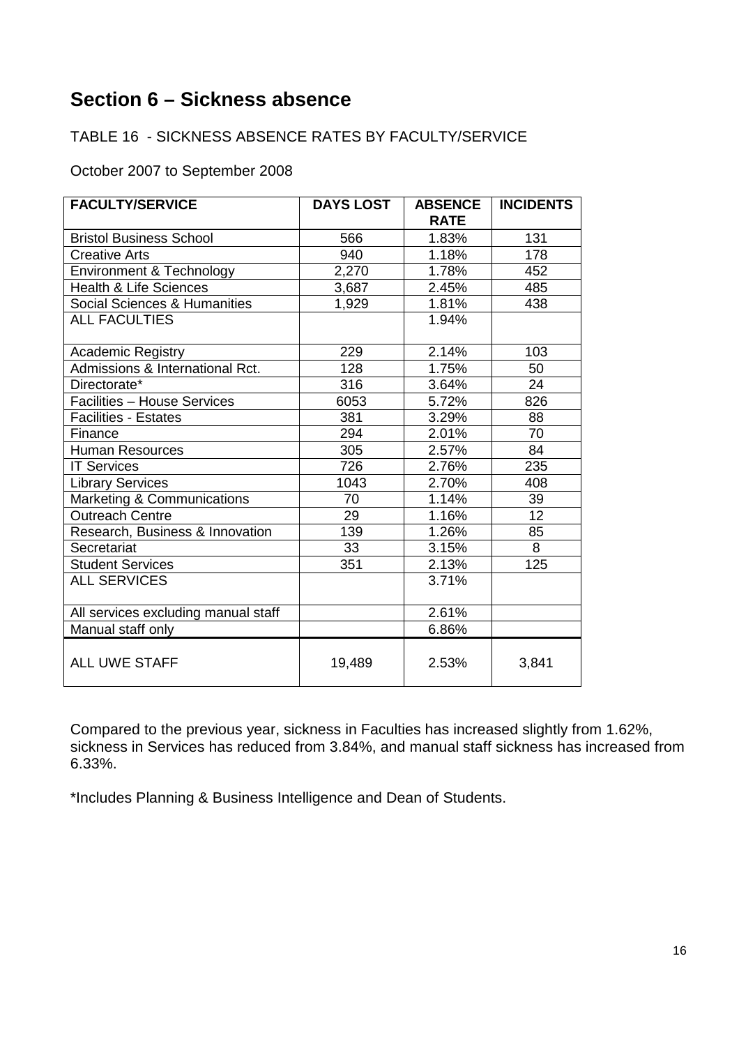## Section 6 – Sickness absence

TABLE 16 - SICKNESS ABSENCE RATES BY FACULTY/SERVICE

October 2007 to September 2008

| FACULTY/SERVICE | DAYS LOST | ABSENCE RATE | INCIDENTS |
|---|---|---|---|
| Bristol Business School | 566 | 1.83% | 131 |
| Creative Arts | 940 | 1.18% | 178 |
| Environment & Technology | 2,270 | 1.78% | 452 |
| Health & Life Sciences | 3,687 | 2.45% | 485 |
| Social Sciences & Humanities | 1,929 | 1.81% | 438 |
| ALL FACULTIES | | 1.94% | |
| Academic Registry | 229 | 2.14% | 103 |
| Admissions & International Rct. | 128 | 1.75% | 50 |
| Directorate* | 316 | 3.64% | 24 |
| Facilities – House Services | 6053 | 5.72% | 826 |
| Facilities - Estates | 381 | 3.29% | 88 |
| Finance | 294 | 2.01% | 70 |
| Human Resources | 305 | 2.57% | 84 |
| IT Services | 726 | 2.76% | 235 |
| Library Services | 1043 | 2.70% | 408 |
| Marketing & Communications | 70 | 1.14% | 39 |
| Outreach Centre | 29 | 1.16% | 12 |
| Research, Business & Innovation | 139 | 1.26% | 85 |
| Secretariat | 33 | 3.15% | 8 |
| Student Services | 351 | 2.13% | 125 |
| ALL SERVICES | | 3.71% | |
| All services excluding manual staff | | 2.61% | |
| Manual staff only | | 6.86% | |
| ALL UWE STAFF | 19,489 | 2.53% | 3,841 |

Compared to the previous year, sickness in Faculties has increased slightly from 1.62%, sickness in Services has reduced from 3.84%, and manual staff sickness has increased from 6.33%.

*Includes Planning & Business Intelligence and Dean of Students.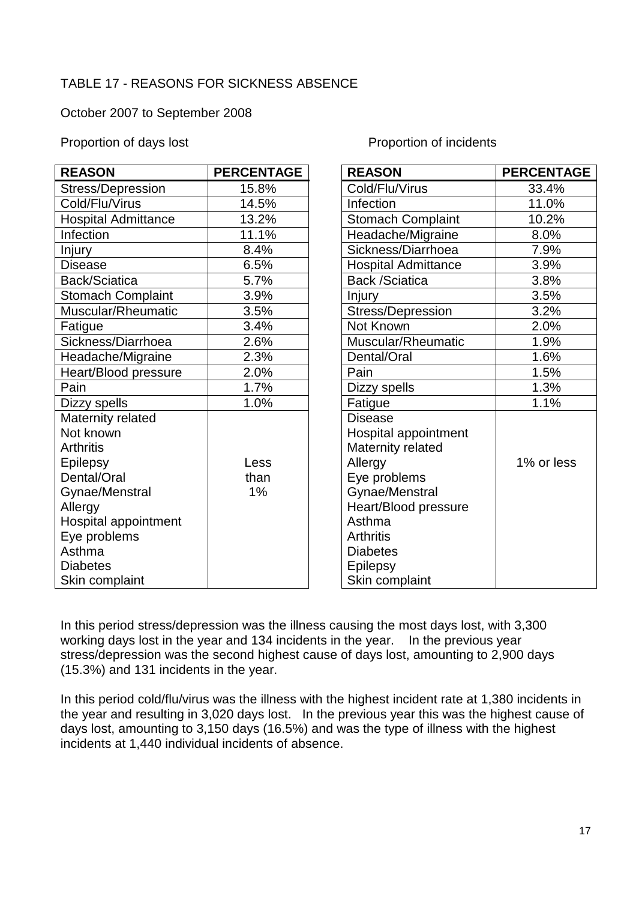TABLE 17 - REASONS FOR SICKNESS ABSENCE

October 2007 to September 2008

Proportion of days lost

| REASON | PERCENTAGE |
|---|---|
| Stress/Depression | 15.8% |
| Cold/Flu/Virus | 14.5% |
| Hospital Admittance | 13.2% |
| Infection | 11.1% |
| Injury | 8.4% |
| Disease | 6.5% |
| Back/Sciatica | 5.7% |
| Stomach Complaint | 3.9% |
| Muscular/Rheumatic | 3.5% |
| Fatigue | 3.4% |
| Sickness/Diarrhoea | 2.6% |
| Headache/Migraine | 2.3% |
| Heart/Blood pressure | 2.0% |
| Pain | 1.7% |
| Dizzy spells | 1.0% |
| Maternity related<br>Not known<br>Arthritis<br>Epilepsy<br>Dental/Oral<br>Gynae/Menstral<br>Allergy<br>Hospital appointment<br>Eye problems<br>Asthma<br>Diabetes<br>Skin complaint | Less than 1% |

Proportion of incidents

| REASON | PERCENTAGE |
|---|---|
| Cold/Flu/Virus | 33.4% |
| Infection | 11.0% |
| Stomach Complaint | 10.2% |
| Headache/Migraine | 8.0% |
| Sickness/Diarrhoea | 7.9% |
| Hospital Admittance | 3.9% |
| Back /Sciatica | 3.8% |
| Injury | 3.5% |
| Stress/Depression | 3.2% |
| Not Known | 2.0% |
| Muscular/Rheumatic | 1.9% |
| Dental/Oral | 1.6% |
| Pain | 1.5% |
| Dizzy spells | 1.3% |
| Fatigue | 1.1% |
| Disease<br>Hospital appointment<br>Maternity related<br>Allergy<br>Eye problems<br>Gynae/Menstral<br>Heart/Blood pressure<br>Asthma<br>Arthritis<br>Diabetes<br>Epilepsy<br>Skin complaint | 1% or less |

In this period stress/depression was the illness causing the most days lost, with 3,300 working days lost in the year and 134 incidents in the year. In the previous year stress/depression was the second highest cause of days lost, amounting to 2,900 days (15.3%) and 131 incidents in the year.

In this period cold/flu/virus was the illness with the highest incident rate at 1,380 incidents in the year and resulting in 3,020 days lost. In the previous year this was the highest cause of days lost, amounting to 3,150 days (16.5%) and was the type of illness with the highest incidents at 1,440 individual incidents of absence.